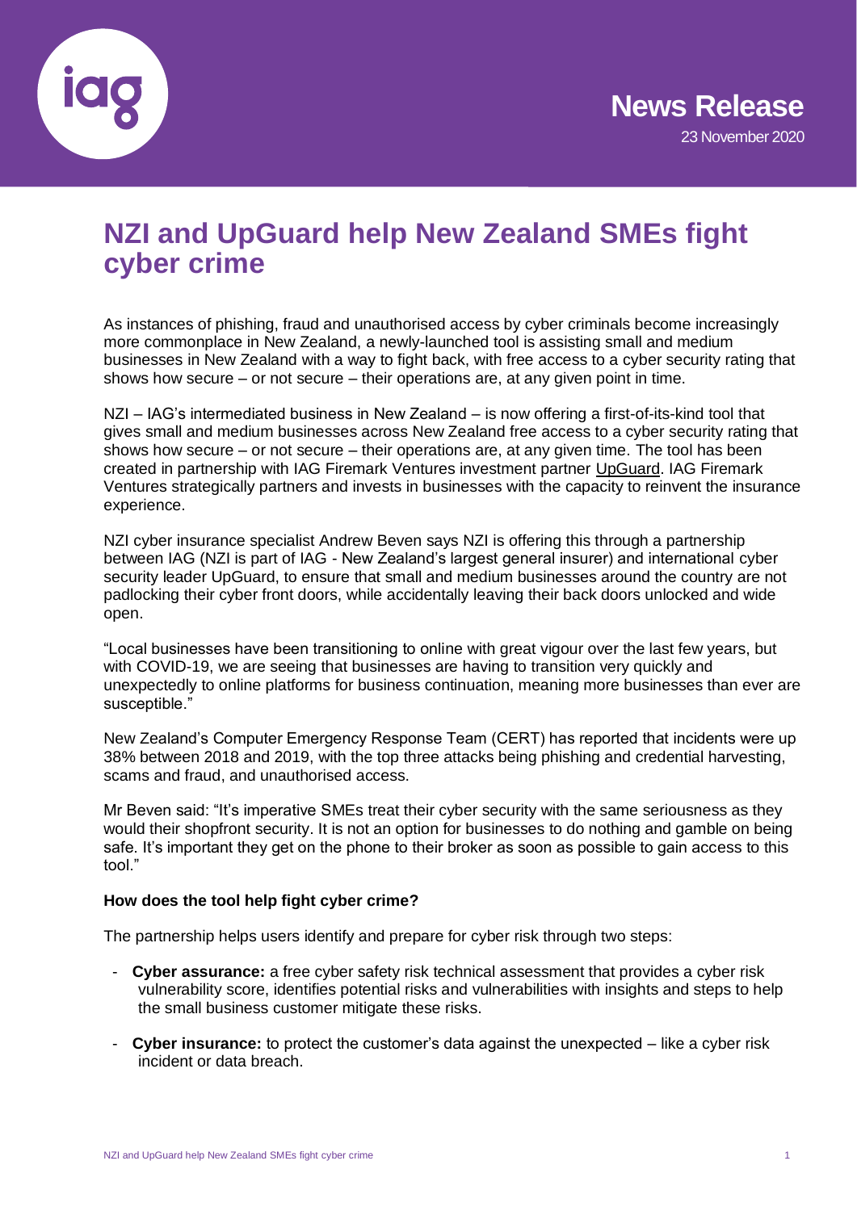News Release

23 November 2020

# NZI and UpGuard help New Zealand SMEs fight cyber crime

As instances of phishing, fraud and unauthorised access by cyber criminals become increasingly more commonplace in New Zealand, a newly-launched tool is assisting small and medium businesses in New Zealand with a way to fight back, with free access to a cyber security rating that shows how secure – or not secure – their operations are, at any given point in time.

NZI – IAG's intermediated business in New Zealand – is now offering a first-of-its-kind tool that gives small and medium businesses across New Zealand free access to a cyber security rating that shows how secure – or not secure – their operations are, at any given time. The tool has been created in partnership with IAG Firemark Ventures investment partner UpGuard. IAG Firemark Ventures strategically partners and invests in businesses with the capacity to reinvent the insurance experience.

NZI cyber insurance specialist Andrew Beven says NZI is offering this through a partnership between IAG (NZI is part of IAG - New Zealand's largest general insurer) and international cyber security leader UpGuard, to ensure that small and medium businesses around the country are not padlocking their cyber front doors, while accidentally leaving their back doors unlocked and wide open.

"Local businesses have been transitioning to online with great vigour over the last few years, but with COVID-19, we are seeing that businesses are having to transition very quickly and unexpectedly to online platforms for business continuation, meaning more businesses than ever are susceptible."

New Zealand's Computer Emergency Response Team (CERT) has reported that incidents were up 38% between 2018 and 2019, with the top three attacks being phishing and credential harvesting, scams and fraud, and unauthorised access.

Mr Beven said: "It's imperative SMEs treat their cyber security with the same seriousness as they would their shopfront security. It is not an option for businesses to do nothing and gamble on being safe. It's important they get on the phone to their broker as soon as possible to gain access to this tool."

**How does the tool help fight cyber crime?**

The partnership helps users identify and prepare for cyber risk through two steps:

- **Cyber assurance:** a free cyber safety risk technical assessment that provides a cyber risk vulnerability score, identifies potential risks and vulnerabilities with insights and steps to help the small business customer mitigate these risks.
- **Cyber insurance:** to protect the customer's data against the unexpected – like a cyber risk incident or data breach.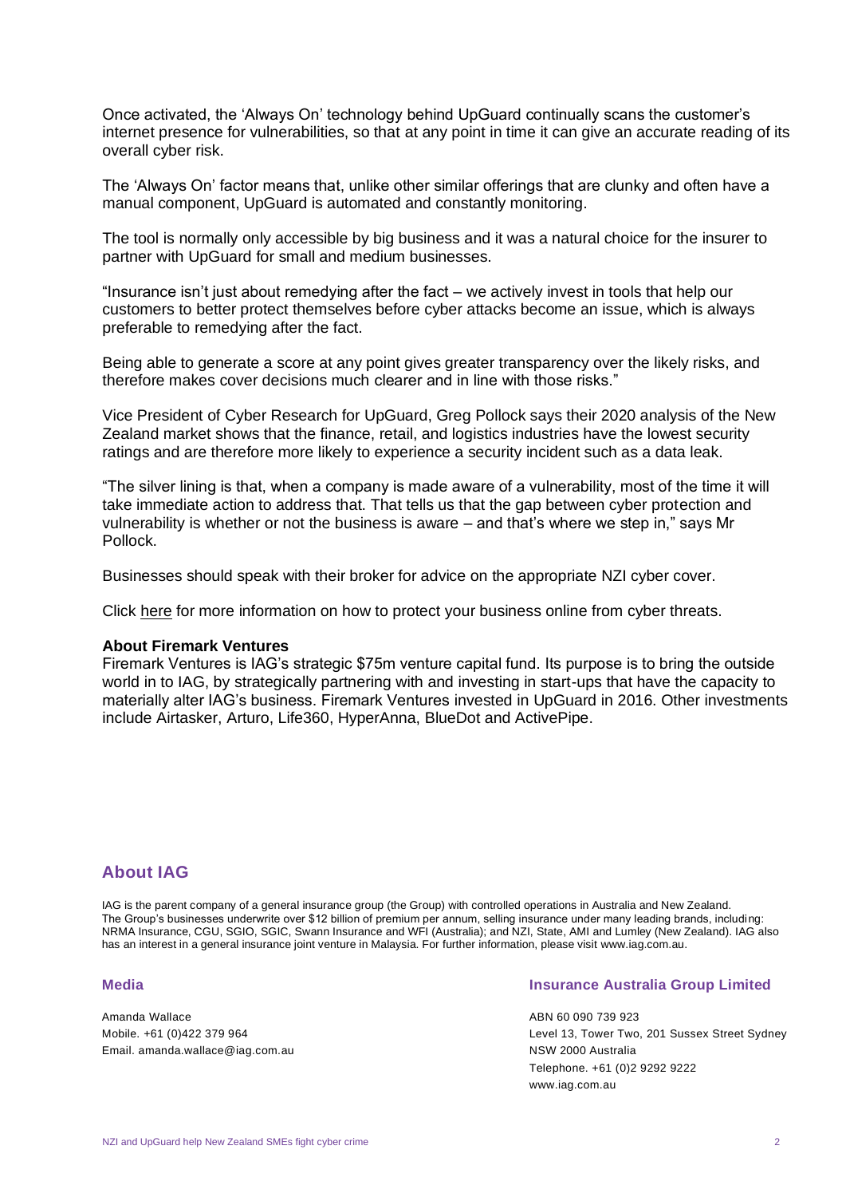Once activated, the 'Always On' technology behind UpGuard continually scans the customer's internet presence for vulnerabilities, so that at any point in time it can give an accurate reading of its overall cyber risk.

The 'Always On' factor means that, unlike other similar offerings that are clunky and often have a manual component, UpGuard is automated and constantly monitoring.

The tool is normally only accessible by big business and it was a natural choice for the insurer to partner with UpGuard for small and medium businesses.

"Insurance isn't just about remedying after the fact – we actively invest in tools that help our customers to better protect themselves before cyber attacks become an issue, which is always preferable to remedying after the fact.

Being able to generate a score at any point gives greater transparency over the likely risks, and therefore makes cover decisions much clearer and in line with those risks."

Vice President of Cyber Research for UpGuard, Greg Pollock says their 2020 analysis of the New Zealand market shows that the finance, retail, and logistics industries have the lowest security ratings and are therefore more likely to experience a security incident such as a data leak.

"The silver lining is that, when a company is made aware of a vulnerability, most of the time it will take immediate action to address that. That tells us that the gap between cyber protection and vulnerability is whether or not the business is aware – and that's where we step in," says Mr Pollock.

Businesses should speak with their broker for advice on the appropriate NZI cyber cover.

Click here for more information on how to protect your business online from cyber threats.

**About Firemark Ventures**
Firemark Ventures is IAG's strategic $75m venture capital fund. Its purpose is to bring the outside world in to IAG, by strategically partnering with and investing in start-ups that have the capacity to materially alter IAG's business. Firemark Ventures invested in UpGuard in 2016. Other investments include Airtasker, Arturo, Life360, HyperAnna, BlueDot and ActivePipe.

## About IAG

IAG is the parent company of a general insurance group (the Group) with controlled operations in Australia and New Zealand. The Group's businesses underwrite over $12 billion of premium per annum, selling insurance under many leading brands, including: NRMA Insurance, CGU, SGIO, SGIC, Swann Insurance and WFI (Australia); and NZI, State, AMI and Lumley (New Zealand). IAG also has an interest in a general insurance joint venture in Malaysia. For further information, please visit www.iag.com.au.

### Media

Amanda Wallace
Mobile. +61 (0)422 379 964
Email. amanda.wallace@iag.com.au

### Insurance Australia Group Limited

ABN 60 090 739 923
Level 13, Tower Two, 201 Sussex Street Sydney
NSW 2000 Australia
Telephone. +61 (0)2 9292 9222
www.iag.com.au